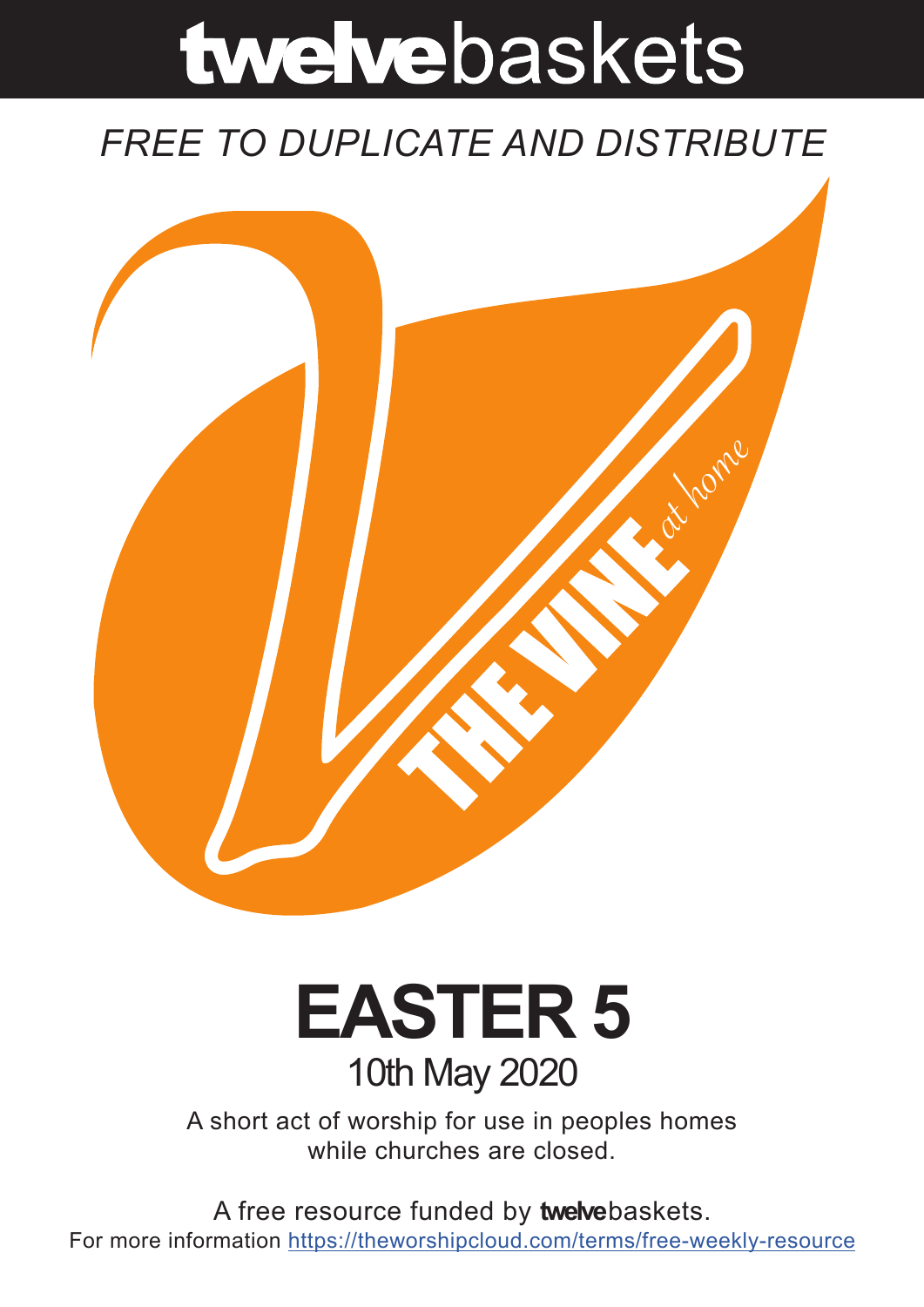# twelvebaskets

*FREE TO DUPLICATE AND DISTRIBUTE*

THE VINE *at home*

# EASTER 5

## 10th May 2020

A short act of worship for use in peoples homes while churches are closed.

A free resource funded by **twelve**baskets.

For more information https://theworshipcloud.com/terms/free-weekly-resource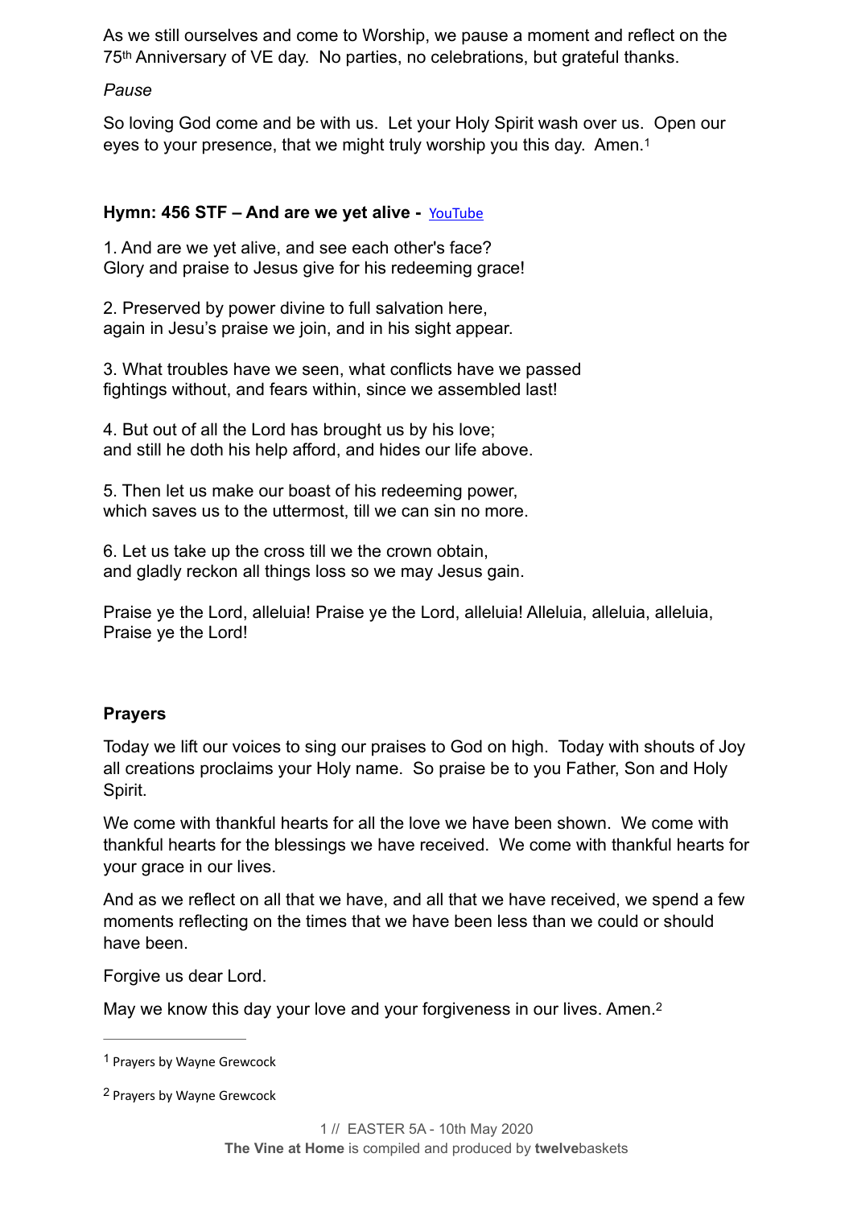As we still ourselves and come to Worship, we pause a moment and reflect on the 75th Anniversary of VE day. No parties, no celebrations, but grateful thanks.

*Pause*

So loving God come and be with us. Let your Holy Spirit wash over us. Open our eyes to your presence, that we might truly worship you this day. Amen.[1]

**Hymn: 456 STF – And are we yet alive -** YouTube

1. And are we yet alive, and see each other's face?
Glory and praise to Jesus give for his redeeming grace!

2. Preserved by power divine to full salvation here,
again in Jesu's praise we join, and in his sight appear.

3. What troubles have we seen, what conflicts have we passed
fightings without, and fears within, since we assembled last!

4. But out of all the Lord has brought us by his love;
and still he doth his help afford, and hides our life above.

5. Then let us make our boast of his redeeming power,
which saves us to the uttermost, till we can sin no more.

6. Let us take up the cross till we the crown obtain,
and gladly reckon all things loss so we may Jesus gain.

Praise ye the Lord, alleluia! Praise ye the Lord, alleluia! Alleluia, alleluia, alleluia, Praise ye the Lord!

**Prayers**

Today we lift our voices to sing our praises to God on high. Today with shouts of Joy all creations proclaims your Holy name. So praise be to you Father, Son and Holy Spirit.

We come with thankful hearts for all the love we have been shown. We come with thankful hearts for the blessings we have received. We come with thankful hearts for your grace in our lives.

And as we reflect on all that we have, and all that we have received, we spend a few moments reflecting on the times that we have been less than we could or should have been.

Forgive us dear Lord.

May we know this day your love and your forgiveness in our lives. Amen.[2]

---

[1] Prayers by Wayne Grewcock

[2] Prayers by Wayne Grewcock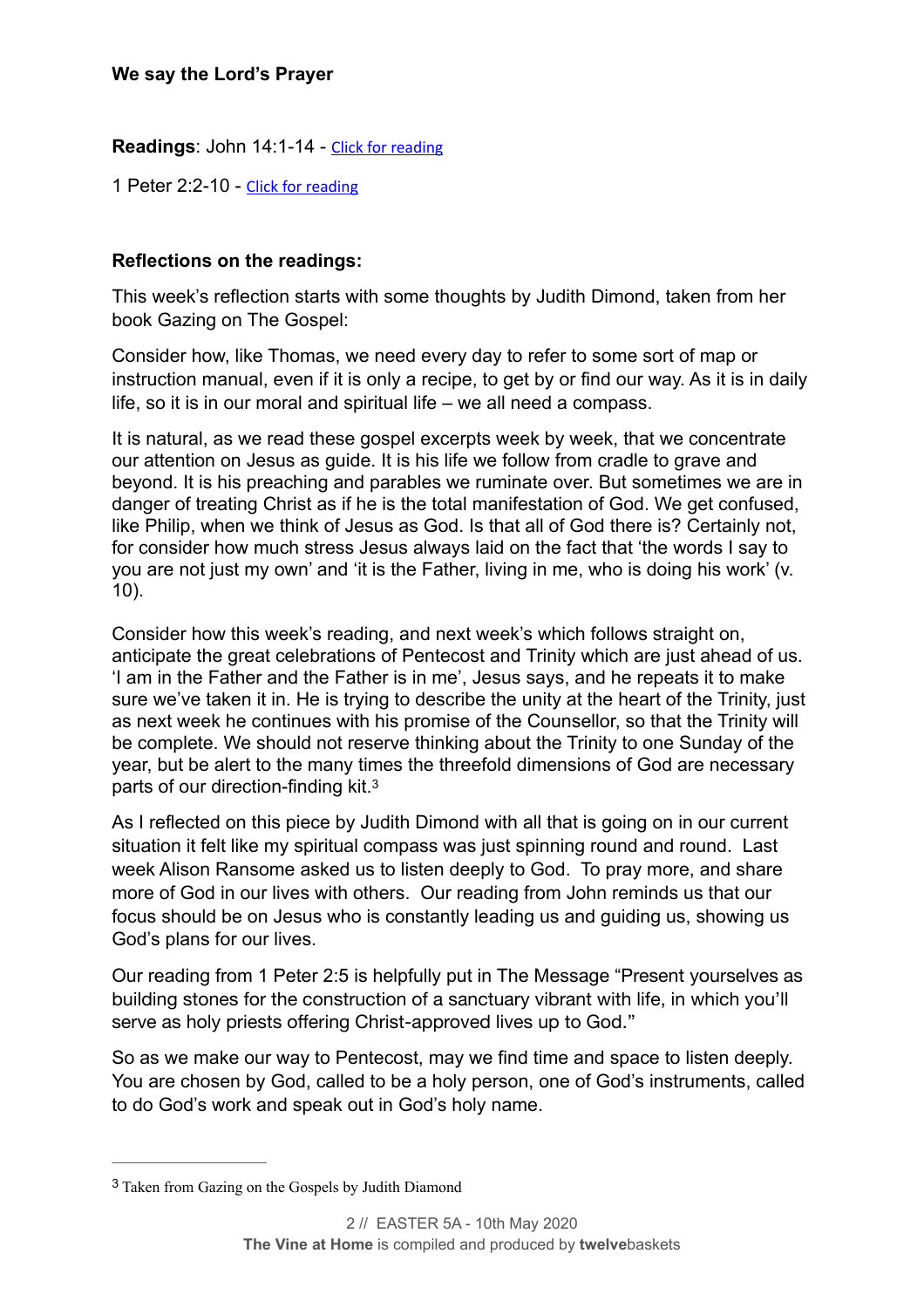**We say the Lord's Prayer**

**Readings**: John 14:1-14 - Click for reading

1 Peter 2:2-10 - Click for reading

**Reflections on the readings:**

This week's reflection starts with some thoughts by Judith Dimond, taken from her book Gazing on The Gospel:

Consider how, like Thomas, we need every day to refer to some sort of map or instruction manual, even if it is only a recipe, to get by or find our way. As it is in daily life, so it is in our moral and spiritual life – we all need a compass.

It is natural, as we read these gospel excerpts week by week, that we concentrate our attention on Jesus as guide. It is his life we follow from cradle to grave and beyond. It is his preaching and parables we ruminate over. But sometimes we are in danger of treating Christ as if he is the total manifestation of God. We get confused, like Philip, when we think of Jesus as God. Is that all of God there is? Certainly not, for consider how much stress Jesus always laid on the fact that 'the words I say to you are not just my own' and 'it is the Father, living in me, who is doing his work' (v. 10).

Consider how this week's reading, and next week's which follows straight on, anticipate the great celebrations of Pentecost and Trinity which are just ahead of us. 'I am in the Father and the Father is in me', Jesus says, and he repeats it to make sure we've taken it in. He is trying to describe the unity at the heart of the Trinity, just as next week he continues with his promise of the Counsellor, so that the Trinity will be complete. We should not reserve thinking about the Trinity to one Sunday of the year, but be alert to the many times the threefold dimensions of God are necessary parts of our direction-finding kit.[3]

As I reflected on this piece by Judith Dimond with all that is going on in our current situation it felt like my spiritual compass was just spinning round and round. Last week Alison Ransome asked us to listen deeply to God. To pray more, and share more of God in our lives with others. Our reading from John reminds us that our focus should be on Jesus who is constantly leading us and guiding us, showing us God's plans for our lives.

Our reading from 1 Peter 2:5 is helpfully put in The Message "Present yourselves as building stones for the construction of a sanctuary vibrant with life, in which you'll serve as holy priests offering Christ-approved lives up to God."

So as we make our way to Pentecost, may we find time and space to listen deeply. You are chosen by God, called to be a holy person, one of God's instruments, called to do God's work and speak out in God's holy name.

---

[3] Taken from Gazing on the Gospels by Judith Diamond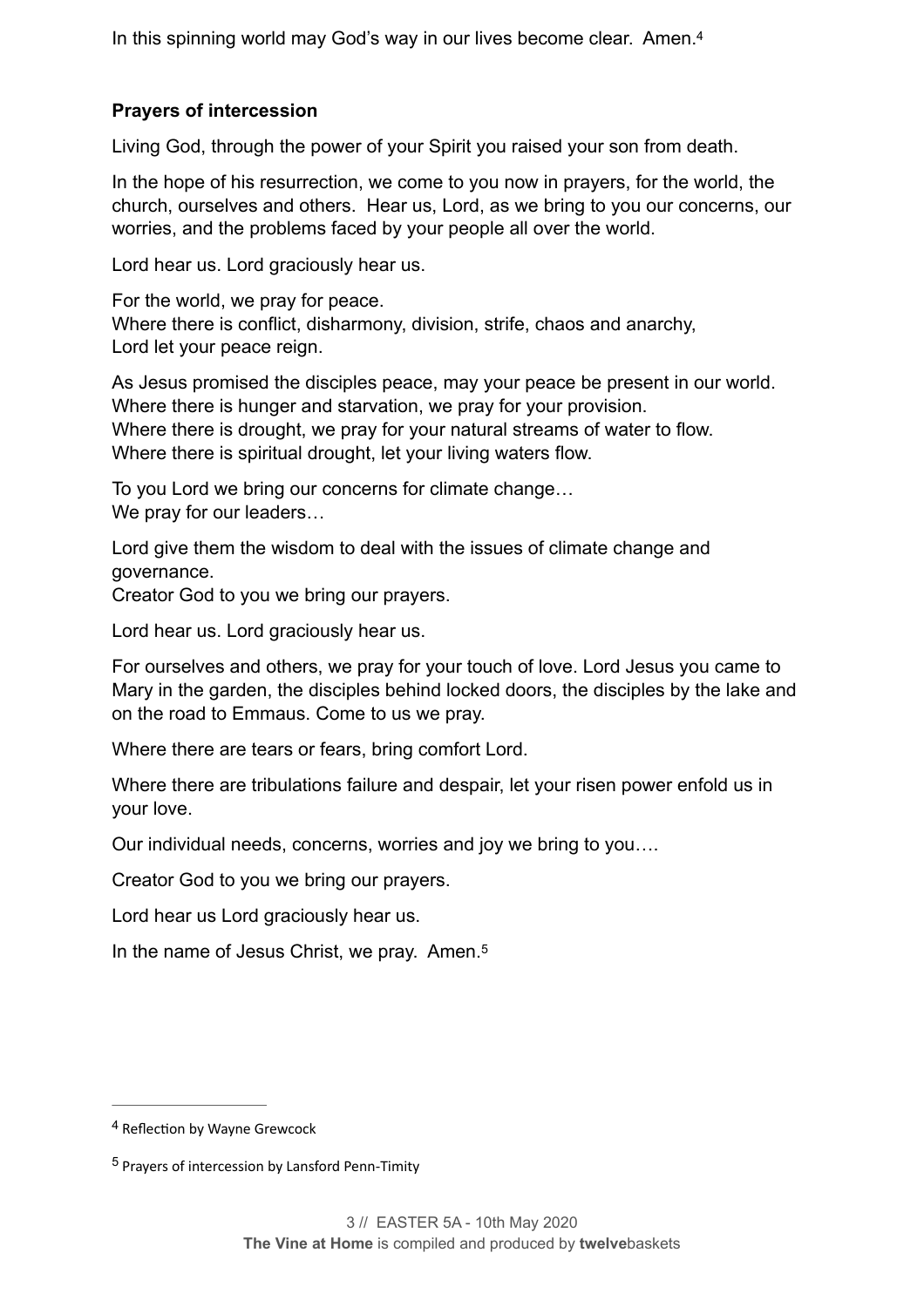In this spinning world may God's way in our lives become clear. Amen.[4]

**Prayers of intercession**

Living God, through the power of your Spirit you raised your son from death.

In the hope of his resurrection, we come to you now in prayers, for the world, the church, ourselves and others. Hear us, Lord, as we bring to you our concerns, our worries, and the problems faced by your people all over the world.

Lord hear us. Lord graciously hear us.

For the world, we pray for peace.
Where there is conflict, disharmony, division, strife, chaos and anarchy,
Lord let your peace reign.

As Jesus promised the disciples peace, may your peace be present in our world.
Where there is hunger and starvation, we pray for your provision.
Where there is drought, we pray for your natural streams of water to flow.
Where there is spiritual drought, let your living waters flow.

To you Lord we bring our concerns for climate change…
We pray for our leaders…

Lord give them the wisdom to deal with the issues of climate change and governance.
Creator God to you we bring our prayers.

Lord hear us. Lord graciously hear us.

For ourselves and others, we pray for your touch of love. Lord Jesus you came to Mary in the garden, the disciples behind locked doors, the disciples by the lake and on the road to Emmaus. Come to us we pray.

Where there are tears or fears, bring comfort Lord.

Where there are tribulations failure and despair, let your risen power enfold us in your love.

Our individual needs, concerns, worries and joy we bring to you….

Creator God to you we bring our prayers.

Lord hear us Lord graciously hear us.

In the name of Jesus Christ, we pray. Amen.[5]

---

[4] Reflection by Wayne Grewcock

[5] Prayers of intercession by Lansford Penn-Timity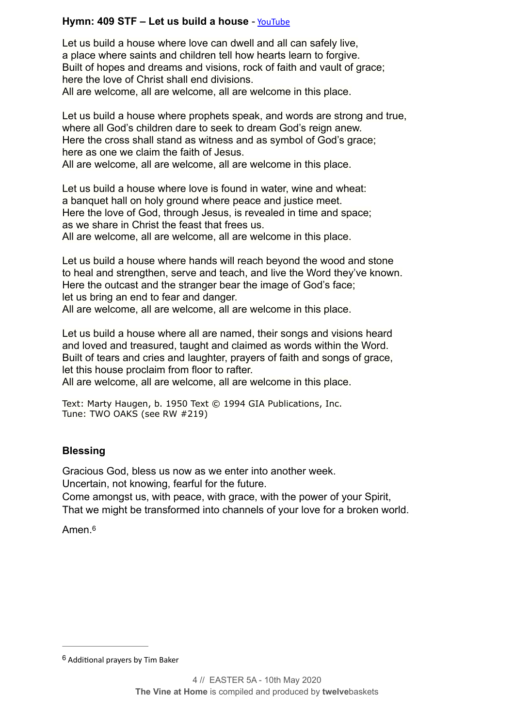### Hymn: 409 STF – Let us build a house - [YouTube]

Let us build a house where love can dwell and all can safely live,
a place where saints and children tell how hearts learn to forgive.
Built of hopes and dreams and visions, rock of faith and vault of grace;
here the love of Christ shall end divisions.
All are welcome, all are welcome, all are welcome in this place.

Let us build a house where prophets speak, and words are strong and true,
where all God's children dare to seek to dream God's reign anew.
Here the cross shall stand as witness and as symbol of God's grace;
here as one we claim the faith of Jesus.
All are welcome, all are welcome, all are welcome in this place.

Let us build a house where love is found in water, wine and wheat:
a banquet hall on holy ground where peace and justice meet.
Here the love of God, through Jesus, is revealed in time and space;
as we share in Christ the feast that frees us.
All are welcome, all are welcome, all are welcome in this place.

Let us build a house where hands will reach beyond the wood and stone
to heal and strengthen, serve and teach, and live the Word they've known.
Here the outcast and the stranger bear the image of God's face;
let us bring an end to fear and danger.
All are welcome, all are welcome, all are welcome in this place.

Let us build a house where all are named, their songs and visions heard
and loved and treasured, taught and claimed as words within the Word.
Built of tears and cries and laughter, prayers of faith and songs of grace,
let this house proclaim from floor to rafter.
All are welcome, all are welcome, all are welcome in this place.

Text: Marty Haugen, b. 1950 Text © 1994 GIA Publications, Inc.
Tune: TWO OAKS (see RW #219)

### Blessing

Gracious God, bless us now as we enter into another week.
Uncertain, not knowing, fearful for the future.
Come amongst us, with peace, with grace, with the power of your Spirit,
That we might be transformed into channels of your love for a broken world.

Amen.[6]

---

[6] Additional prayers by Tim Baker